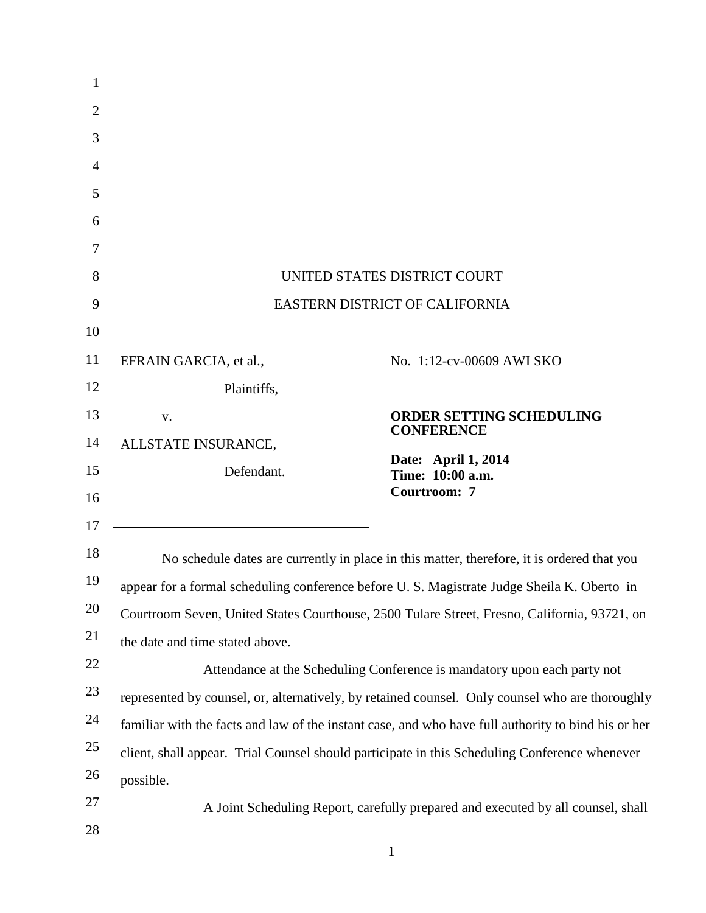UNITED STATES DISTRICT COURT

EASTERN DISTRICT OF CALIFORNIA

| | |
|---|---|
| EFRAIN GARCIA, et al.,<br><br>Plaintiffs,<br><br>v.<br><br>ALLSTATE INSURANCE,<br><br>Defendant. | No. 1:12-cv-00609 AWI SKO<br><br>**ORDER SETTING SCHEDULING CONFERENCE**<br><br>**Date: April 1, 2014**<br>**Time: 10:00 a.m.**<br>**Courtroom: 7** |

No schedule dates are currently in place in this matter, therefore, it is ordered that you appear for a formal scheduling conference before U. S. Magistrate Judge Sheila K. Oberto in Courtroom Seven, United States Courthouse, 2500 Tulare Street, Fresno, California, 93721, on the date and time stated above.

Attendance at the Scheduling Conference is mandatory upon each party not represented by counsel, or, alternatively, by retained counsel. Only counsel who are thoroughly familiar with the facts and law of the instant case, and who have full authority to bind his or her client, shall appear. Trial Counsel should participate in this Scheduling Conference whenever possible.

A Joint Scheduling Report, carefully prepared and executed by all counsel, shall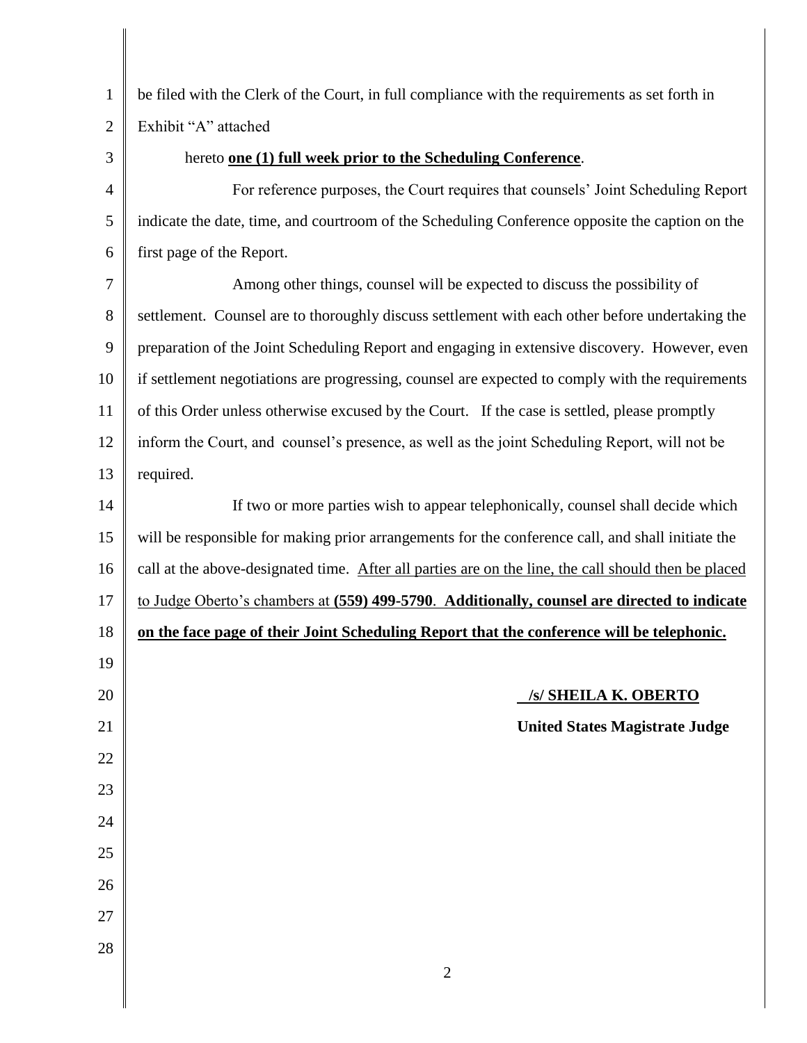be filed with the Clerk of the Court, in full compliance with the requirements as set forth in Exhibit "A" attached

hereto **one (1) full week prior to the Scheduling Conference**.

For reference purposes, the Court requires that counsels' Joint Scheduling Report indicate the date, time, and courtroom of the Scheduling Conference opposite the caption on the first page of the Report.

Among other things, counsel will be expected to discuss the possibility of settlement. Counsel are to thoroughly discuss settlement with each other before undertaking the preparation of the Joint Scheduling Report and engaging in extensive discovery. However, even if settlement negotiations are progressing, counsel are expected to comply with the requirements of this Order unless otherwise excused by the Court. If the case is settled, please promptly inform the Court, and counsel's presence, as well as the joint Scheduling Report, will not be required.

If two or more parties wish to appear telephonically, counsel shall decide which will be responsible for making prior arrangements for the conference call, and shall initiate the call at the above-designated time. After all parties are on the line, the call should then be placed to Judge Oberto's chambers at **(559) 499-5790**. **Additionally, counsel are directed to indicate on the face page of their Joint Scheduling Report that the conference will be telephonic.**

**/s/ SHEILA K. OBERTO**

**United States Magistrate Judge**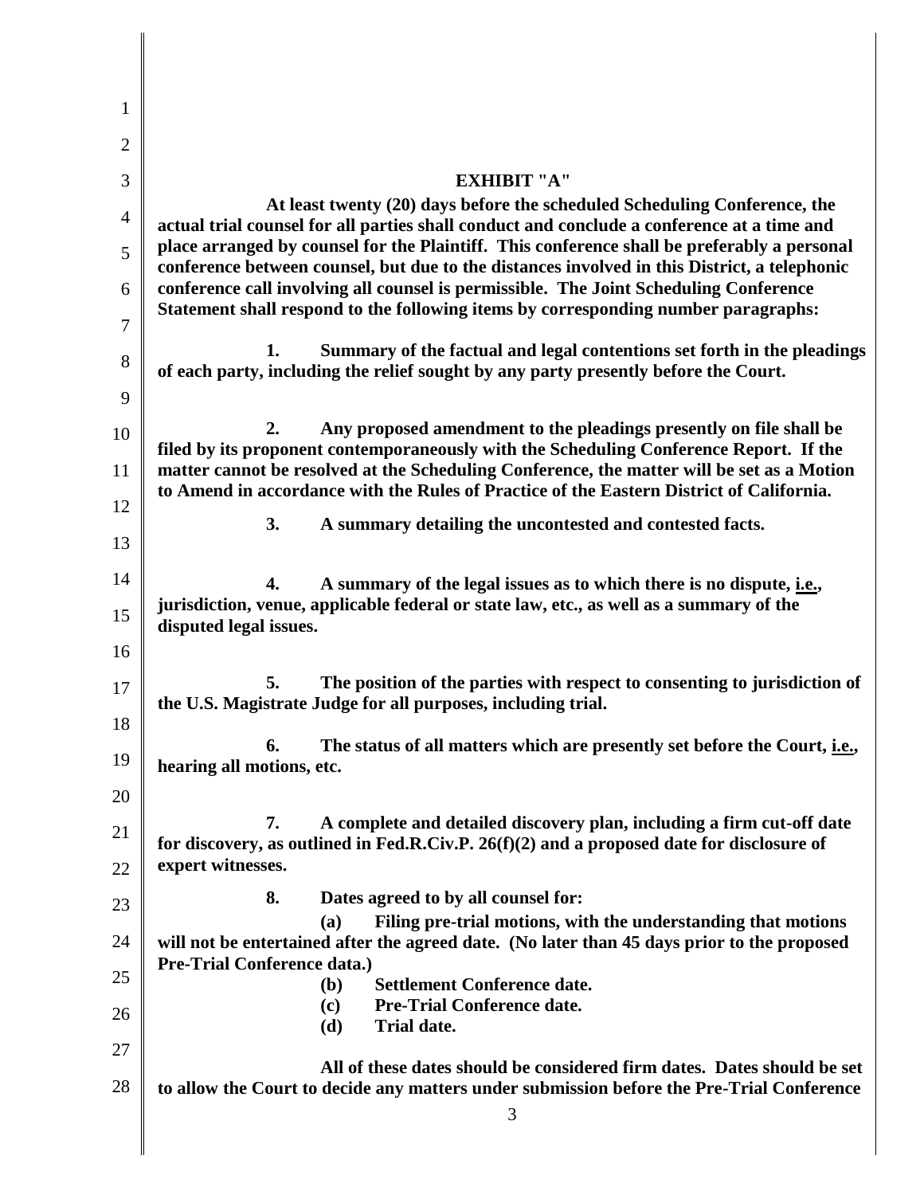## EXHIBIT "A"

**At least twenty (20) days before the scheduled Scheduling Conference, the actual trial counsel for all parties shall conduct and conclude a conference at a time and place arranged by counsel for the Plaintiff. This conference shall be preferably a personal conference between counsel, but due to the distances involved in this District, a telephonic conference call involving all counsel is permissible. The Joint Scheduling Conference Statement shall respond to the following items by corresponding number paragraphs:**

**1. Summary of the factual and legal contentions set forth in the pleadings of each party, including the relief sought by any party presently before the Court.**

**2. Any proposed amendment to the pleadings presently on file shall be filed by its proponent contemporaneously with the Scheduling Conference Report. If the matter cannot be resolved at the Scheduling Conference, the matter will be set as a Motion to Amend in accordance with the Rules of Practice of the Eastern District of California.**

**3. A summary detailing the uncontested and contested facts.**

**4. A summary of the legal issues as to which there is no dispute, i.e., jurisdiction, venue, applicable federal or state law, etc., as well as a summary of the disputed legal issues.**

**5. The position of the parties with respect to consenting to jurisdiction of the U.S. Magistrate Judge for all purposes, including trial.**

**6. The status of all matters which are presently set before the Court, i.e., hearing all motions, etc.**

**7. A complete and detailed discovery plan, including a firm cut-off date for discovery, as outlined in Fed.R.Civ.P. 26(f)(2) and a proposed date for disclosure of expert witnesses.**

**8. Dates agreed to by all counsel for:**

**(a) Filing pre-trial motions, with the understanding that motions will not be entertained after the agreed date. (No later than 45 days prior to the proposed Pre-Trial Conference data.)**

**(b) Settlement Conference date.**

**(c) Pre-Trial Conference date.**

**(d) Trial date.**

**All of these dates should be considered firm dates. Dates should be set to allow the Court to decide any matters under submission before the Pre-Trial Conference**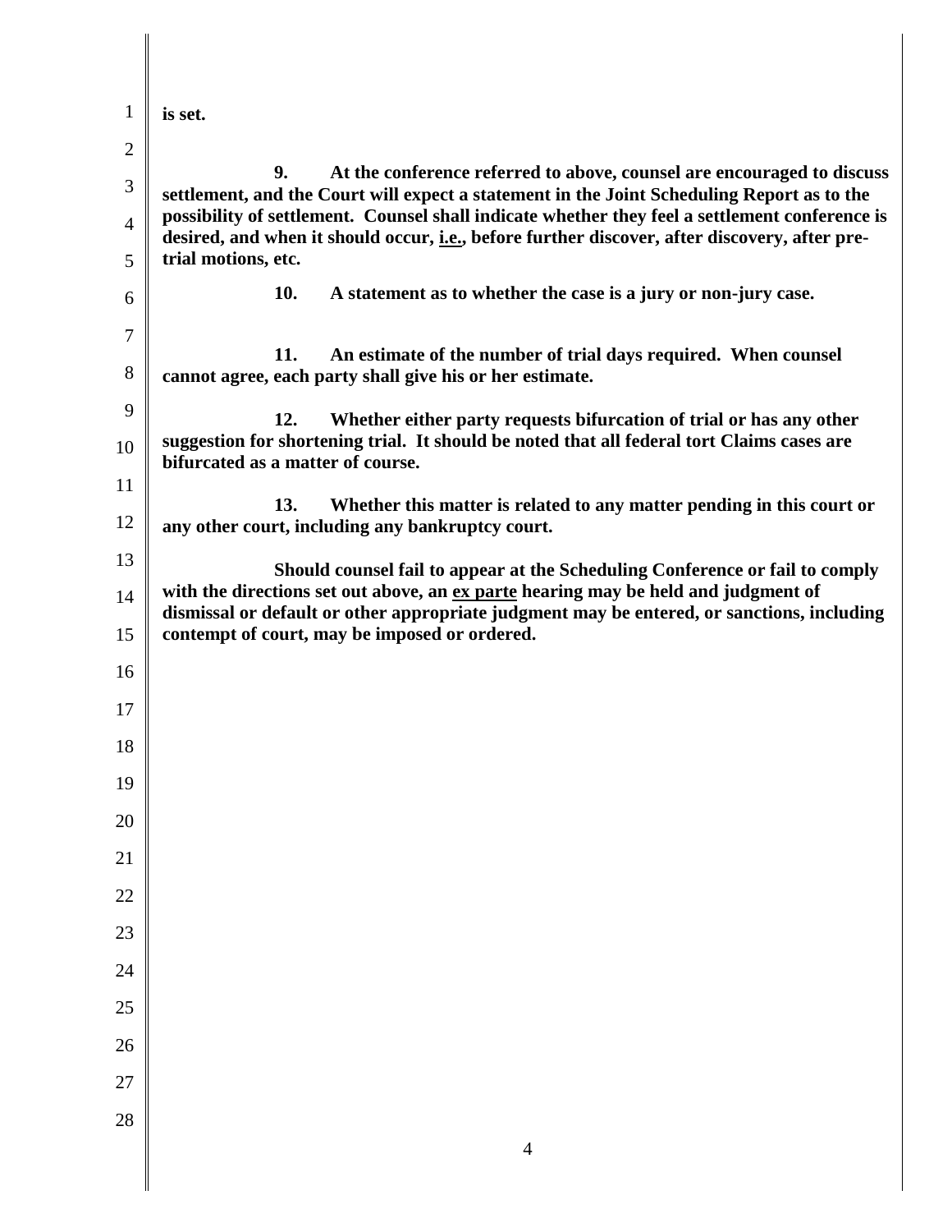**is set.**

**9. At the conference referred to above, counsel are encouraged to discuss settlement, and the Court will expect a statement in the Joint Scheduling Report as to the possibility of settlement. Counsel shall indicate whether they feel a settlement conference is desired, and when it should occur, i.e., before further discover, after discovery, after pre-trial motions, etc.**

**10. A statement as to whether the case is a jury or non-jury case.**

**11. An estimate of the number of trial days required. When counsel cannot agree, each party shall give his or her estimate.**

**12. Whether either party requests bifurcation of trial or has any other suggestion for shortening trial. It should be noted that all federal tort Claims cases are bifurcated as a matter of course.**

**13. Whether this matter is related to any matter pending in this court or any other court, including any bankruptcy court.**

**Should counsel fail to appear at the Scheduling Conference or fail to comply with the directions set out above, an ex parte hearing may be held and judgment of dismissal or default or other appropriate judgment may be entered, or sanctions, including contempt of court, may be imposed or ordered.**